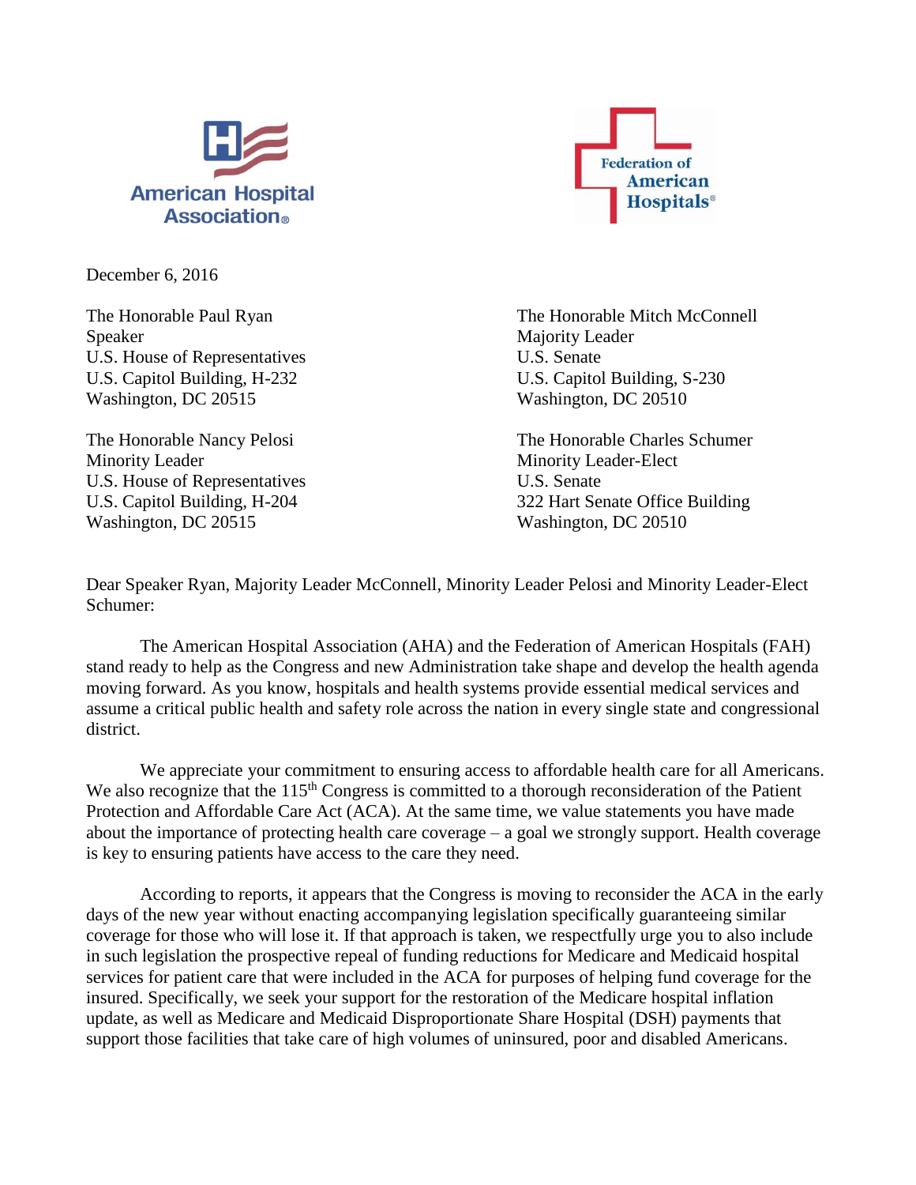American Hospital Association

Federation of American Hospitals

December 6, 2016

The Honorable Paul Ryan
Speaker
U.S. House of Representatives
U.S. Capitol Building, H-232
Washington, DC 20515

The Honorable Mitch McConnell
Majority Leader
U.S. Senate
U.S. Capitol Building, S-230
Washington, DC 20510

The Honorable Nancy Pelosi
Minority Leader
U.S. House of Representatives
U.S. Capitol Building, H-204
Washington, DC 20515

The Honorable Charles Schumer
Minority Leader-Elect
U.S. Senate
322 Hart Senate Office Building
Washington, DC 20510

Dear Speaker Ryan, Majority Leader McConnell, Minority Leader Pelosi and Minority Leader-Elect Schumer:

The American Hospital Association (AHA) and the Federation of American Hospitals (FAH) stand ready to help as the Congress and new Administration take shape and develop the health agenda moving forward. As you know, hospitals and health systems provide essential medical services and assume a critical public health and safety role across the nation in every single state and congressional district.

We appreciate your commitment to ensuring access to affordable health care for all Americans. We also recognize that the 115th Congress is committed to a thorough reconsideration of the Patient Protection and Affordable Care Act (ACA). At the same time, we value statements you have made about the importance of protecting health care coverage – a goal we strongly support. Health coverage is key to ensuring patients have access to the care they need.

According to reports, it appears that the Congress is moving to reconsider the ACA in the early days of the new year without enacting accompanying legislation specifically guaranteeing similar coverage for those who will lose it. If that approach is taken, we respectfully urge you to also include in such legislation the prospective repeal of funding reductions for Medicare and Medicaid hospital services for patient care that were included in the ACA for purposes of helping fund coverage for the insured. Specifically, we seek your support for the restoration of the Medicare hospital inflation update, as well as Medicare and Medicaid Disproportionate Share Hospital (DSH) payments that support those facilities that take care of high volumes of uninsured, poor and disabled Americans.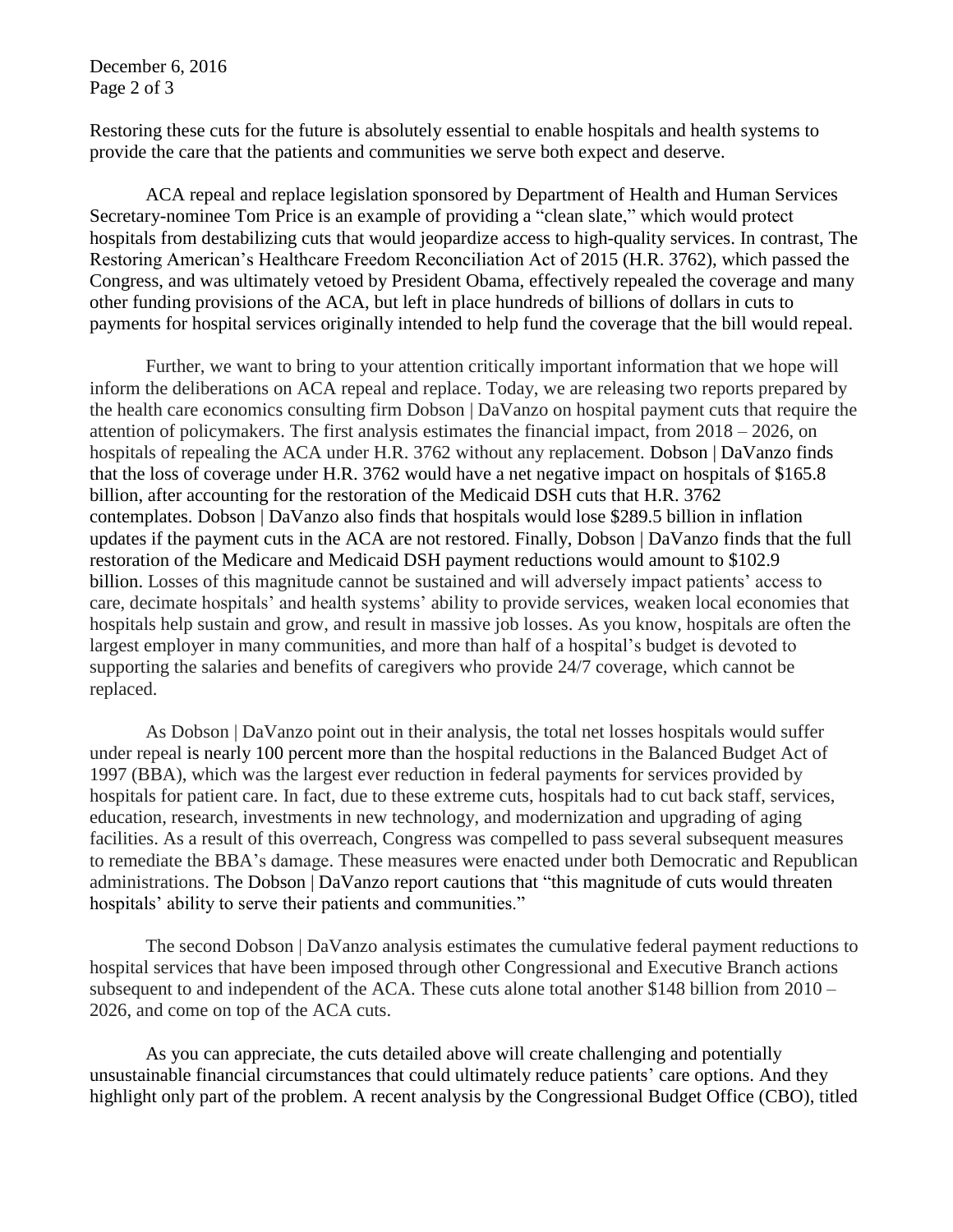Restoring these cuts for the future is absolutely essential to enable hospitals and health systems to provide the care that the patients and communities we serve both expect and deserve.

ACA repeal and replace legislation sponsored by Department of Health and Human Services Secretary-nominee Tom Price is an example of providing a "clean slate," which would protect hospitals from destabilizing cuts that would jeopardize access to high-quality services. In contrast, The Restoring American's Healthcare Freedom Reconciliation Act of 2015 (H.R. 3762), which passed the Congress, and was ultimately vetoed by President Obama, effectively repealed the coverage and many other funding provisions of the ACA, but left in place hundreds of billions of dollars in cuts to payments for hospital services originally intended to help fund the coverage that the bill would repeal.

Further, we want to bring to your attention critically important information that we hope will inform the deliberations on ACA repeal and replace. Today, we are releasing two reports prepared by the health care economics consulting firm Dobson | DaVanzo on hospital payment cuts that require the attention of policymakers. The first analysis estimates the financial impact, from 2018 – 2026, on hospitals of repealing the ACA under H.R. 3762 without any replacement. Dobson | DaVanzo finds that the loss of coverage under H.R. 3762 would have a net negative impact on hospitals of $165.8 billion, after accounting for the restoration of the Medicaid DSH cuts that H.R. 3762 contemplates. Dobson | DaVanzo also finds that hospitals would lose $289.5 billion in inflation updates if the payment cuts in the ACA are not restored. Finally, Dobson | DaVanzo finds that the full restoration of the Medicare and Medicaid DSH payment reductions would amount to $102.9 billion. Losses of this magnitude cannot be sustained and will adversely impact patients' access to care, decimate hospitals' and health systems' ability to provide services, weaken local economies that hospitals help sustain and grow, and result in massive job losses. As you know, hospitals are often the largest employer in many communities, and more than half of a hospital's budget is devoted to supporting the salaries and benefits of caregivers who provide 24/7 coverage, which cannot be replaced.

As Dobson | DaVanzo point out in their analysis, the total net losses hospitals would suffer under repeal is nearly 100 percent more than the hospital reductions in the Balanced Budget Act of 1997 (BBA), which was the largest ever reduction in federal payments for services provided by hospitals for patient care. In fact, due to these extreme cuts, hospitals had to cut back staff, services, education, research, investments in new technology, and modernization and upgrading of aging facilities. As a result of this overreach, Congress was compelled to pass several subsequent measures to remediate the BBA's damage. These measures were enacted under both Democratic and Republican administrations. The Dobson | DaVanzo report cautions that "this magnitude of cuts would threaten hospitals' ability to serve their patients and communities."

The second Dobson | DaVanzo analysis estimates the cumulative federal payment reductions to hospital services that have been imposed through other Congressional and Executive Branch actions subsequent to and independent of the ACA. These cuts alone total another $148 billion from 2010 – 2026, and come on top of the ACA cuts.

As you can appreciate, the cuts detailed above will create challenging and potentially unsustainable financial circumstances that could ultimately reduce patients' care options. And they highlight only part of the problem. A recent analysis by the Congressional Budget Office (CBO), titled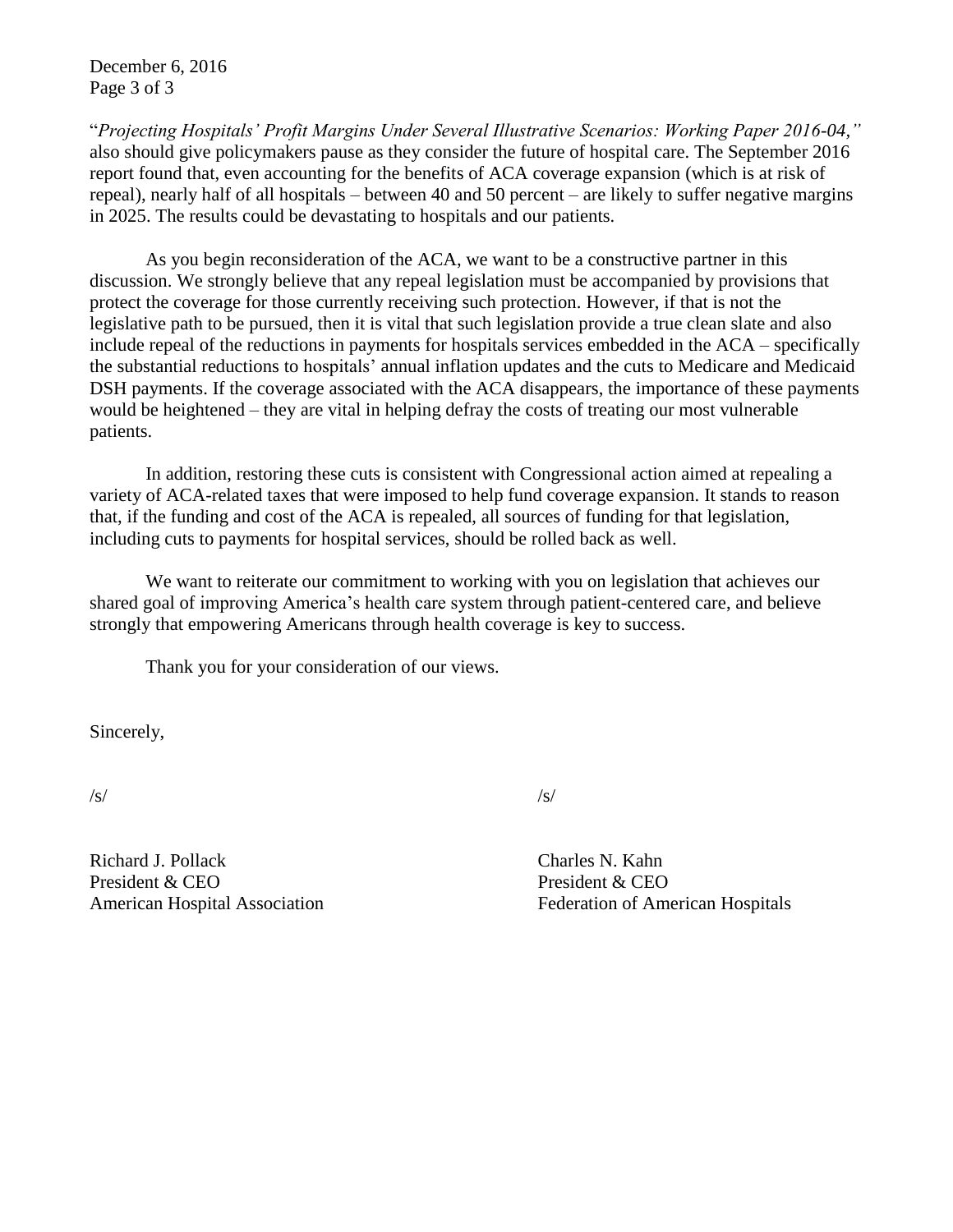"*Projecting Hospitals' Profit Margins Under Several Illustrative Scenarios: Working Paper 2016-04,"* also should give policymakers pause as they consider the future of hospital care. The September 2016 report found that, even accounting for the benefits of ACA coverage expansion (which is at risk of repeal), nearly half of all hospitals – between 40 and 50 percent – are likely to suffer negative margins in 2025. The results could be devastating to hospitals and our patients.

As you begin reconsideration of the ACA, we want to be a constructive partner in this discussion. We strongly believe that any repeal legislation must be accompanied by provisions that protect the coverage for those currently receiving such protection. However, if that is not the legislative path to be pursued, then it is vital that such legislation provide a true clean slate and also include repeal of the reductions in payments for hospitals services embedded in the ACA – specifically the substantial reductions to hospitals' annual inflation updates and the cuts to Medicare and Medicaid DSH payments. If the coverage associated with the ACA disappears, the importance of these payments would be heightened – they are vital in helping defray the costs of treating our most vulnerable patients.

In addition, restoring these cuts is consistent with Congressional action aimed at repealing a variety of ACA-related taxes that were imposed to help fund coverage expansion. It stands to reason that, if the funding and cost of the ACA is repealed, all sources of funding for that legislation, including cuts to payments for hospital services, should be rolled back as well.

We want to reiterate our commitment to working with you on legislation that achieves our shared goal of improving America's health care system through patient-centered care, and believe strongly that empowering Americans through health coverage is key to success.

Thank you for your consideration of our views.

Sincerely,

/s/

Richard J. Pollack
President & CEO
American Hospital Association

/s/

Charles N. Kahn
President & CEO
Federation of American Hospitals